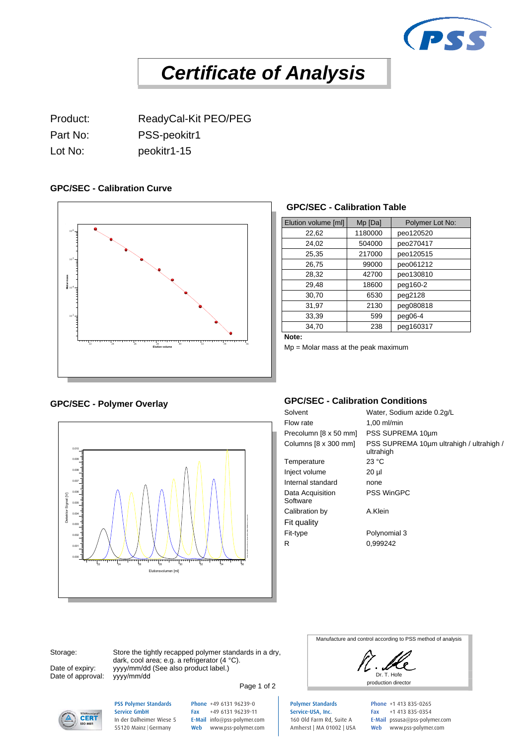# Certificate of Analysis

Product: ReadyCal-Kit PEO/PEG

Part No: PSS-peokitr1

Lot No: peokitr1-15

### GPC/SEC - Calibration Curve

### GPC/SEC - Calibration Table

| Elution volume [ml] | Mp [Da] | Polymer Lot No: |
|---|---|---|
| 22,62 | 1180000 | peo120520 |
| 24,02 | 504000 | peo270417 |
| 25,35 | 217000 | peo120515 |
| 26,75 | 99000 | peo061212 |
| 28,32 | 42700 | peo130810 |
| 29,48 | 18600 | peg160-2 |
| 30,70 | 6530 | peg2128 |
| 31,97 | 2130 | peg080818 |
| 33,39 | 599 | peg06-4 |
| 34,70 | 238 | peg160317 |

**Note:**

Mp = Molar mass at the peak maximum

### GPC/SEC - Polymer Overlay

### GPC/SEC - Calibration Conditions

| | |
|---|---|
| Solvent | Water, Sodium azide 0.2g/L |
| Flow rate | 1,00 ml/min |
| Precolumn [8 x 50 mm] | PSS SUPREMA 10µm |
| Columns [8 x 300 mm] | PSS SUPREMA 10µm ultrahigh / ultrahigh / ultrahigh |
| Temperature | 23 °C |
| Inject volume | 20 µl |
| Internal standard | none |
| Data Acquisition Software | PSS WinGPC |
| Calibration by | A.Klein |
| Fit quality | |
| Fit-type | Polynomial 3 |
| R | 0,999242 |

Storage: Store the tightly recapped polymer standards in a dry, dark, cool area; e.g. a refrigerator (4 °C).

Date of expiry: yyyy/mm/dd (See also product label.)

Date of approval: yyyy/mm/dd

Manufacture and control according to PSS method of analysis

Dr. T. Hofe
production director

PSS Polymer Standards Service GmbH
In der Dalheimer Wiese 5
55120 Mainz | Germany
Phone +49 6131 96239-0
Fax +49 6131 96239-11
E-Mail info@pss-polymer.com
Web www.pss-polymer.com

Polymer Standards Service-USA, Inc.
160 Old Farm Rd, Suite A
Amherst | MA 01002 | USA
Phone +1 413 835-0265
Fax +1 413 835-0354
E-Mail pssusa@pss-polymer.com
Web www.pss-polymer.com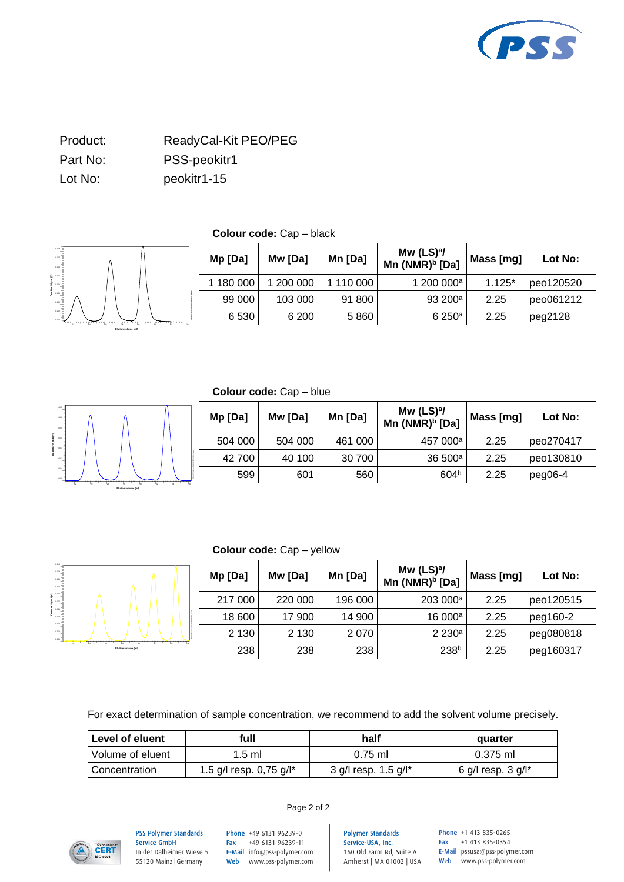Product: ReadyCal-Kit PEO/PEG

Part No: PSS-peokitr1

Lot No: peokitr1-15

**Colour code:** Cap – black

| Mp [Da] | Mw [Da] | Mn [Da] | Mw (LS)[a]/ Mn (NMR)[b] [Da] | Mass [mg] | Lot No: |
|---|---|---|---|---|---|
| 1 180 000 | 1 200 000 | 1 110 000 | 1 200 000[a] | 1.125* | peo120520 |
| 99 000 | 103 000 | 91 800 | 93 200[a] | 2.25 | peo061212 |
| 6 530 | 6 200 | 5 860 | 6 250[a] | 2.25 | peg2128 |

**Colour code:** Cap – blue

| Mp [Da] | Mw [Da] | Mn [Da] | Mw (LS)[a]/ Mn (NMR)[b] [Da] | Mass [mg] | Lot No: |
|---|---|---|---|---|---|
| 504 000 | 504 000 | 461 000 | 457 000[a] | 2.25 | peo270417 |
| 42 700 | 40 100 | 30 700 | 36 500[a] | 2.25 | peo130810 |
| 599 | 601 | 560 | 604[b] | 2.25 | peg06-4 |

**Colour code:** Cap – yellow

| Mp [Da] | Mw [Da] | Mn [Da] | Mw (LS)[a]/ Mn (NMR)[b] [Da] | Mass [mg] | Lot No: |
|---|---|---|---|---|---|
| 217 000 | 220 000 | 196 000 | 203 000[a] | 2.25 | peo120515 |
| 18 600 | 17 900 | 14 900 | 16 000[a] | 2.25 | peg160-2 |
| 2 130 | 2 130 | 2 070 | 2 230[a] | 2.25 | peg080818 |
| 238 | 238 | 238 | 238[b] | 2.25 | peg160317 |

For exact determination of sample concentration, we recommend to add the solvent volume precisely.

| Level of eluent | full | half | quarter |
|---|---|---|---|
| Volume of eluent | 1.5 ml | 0.75 ml | 0.375 ml |
| Concentration | 1.5 g/l resp. 0,75 g/l* | 3 g/l resp. 1.5 g/l* | 6 g/l resp. 3 g/l* |

PSS Polymer Standards Service GmbH
In der Dalheimer Wiese 5
55120 Mainz | Germany

Phone +49 6131 96239-0
Fax +49 6131 96239-11
E-Mail info@pss-polymer.com
Web www.pss-polymer.com

Polymer Standards Service-USA, Inc.
160 Old Farm Rd, Suite A
Amherst | MA 01002 | USA

Phone +1 413 835-0265
Fax +1 413 835-0354
E-Mail pssusa@pss-polymer.com
Web www.pss-polymer.com